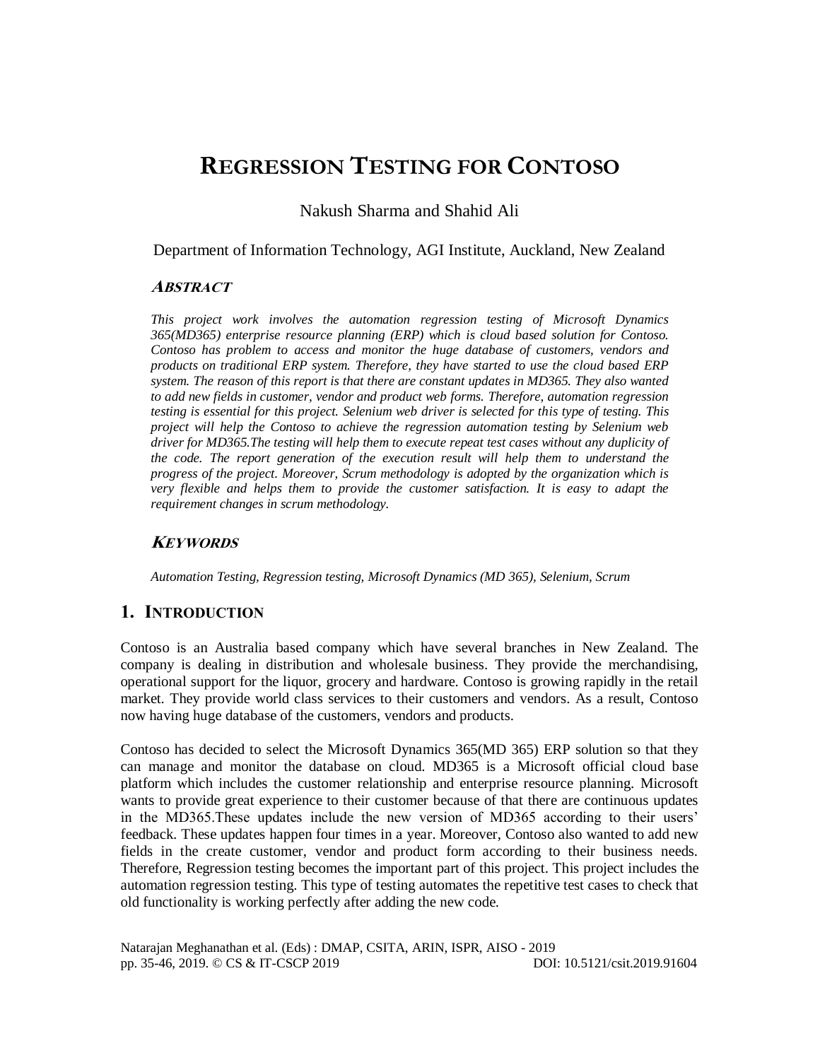# REGRESSION TESTING FOR CONTOSO

Nakush Sharma and Shahid Ali

Department of Information Technology, AGI Institute, Auckland, New Zealand

## ABSTRACT

*This project work involves the automation regression testing of Microsoft Dynamics 365(MD365) enterprise resource planning (ERP) which is cloud based solution for Contoso. Contoso has problem to access and monitor the huge database of customers, vendors and products on traditional ERP system. Therefore, they have started to use the cloud based ERP system. The reason of this report is that there are constant updates in MD365. They also wanted to add new fields in customer, vendor and product web forms. Therefore, automation regression testing is essential for this project. Selenium web driver is selected for this type of testing. This project will help the Contoso to achieve the regression automation testing by Selenium web driver for MD365.The testing will help them to execute repeat test cases without any duplicity of the code. The report generation of the execution result will help them to understand the progress of the project. Moreover, Scrum methodology is adopted by the organization which is very flexible and helps them to provide the customer satisfaction. It is easy to adapt the requirement changes in scrum methodology.*

## KEYWORDS

*Automation Testing, Regression testing, Microsoft Dynamics (MD 365), Selenium, Scrum*

## 1. INTRODUCTION

Contoso is an Australia based company which have several branches in New Zealand. The company is dealing in distribution and wholesale business. They provide the merchandising, operational support for the liquor, grocery and hardware. Contoso is growing rapidly in the retail market. They provide world class services to their customers and vendors. As a result, Contoso now having huge database of the customers, vendors and products.

Contoso has decided to select the Microsoft Dynamics 365(MD 365) ERP solution so that they can manage and monitor the database on cloud. MD365 is a Microsoft official cloud base platform which includes the customer relationship and enterprise resource planning. Microsoft wants to provide great experience to their customer because of that there are continuous updates in the MD365.These updates include the new version of MD365 according to their users' feedback. These updates happen four times in a year. Moreover, Contoso also wanted to add new fields in the create customer, vendor and product form according to their business needs. Therefore, Regression testing becomes the important part of this project. This project includes the automation regression testing. This type of testing automates the repetitive test cases to check that old functionality is working perfectly after adding the new code.

Natarajan Meghanathan et al. (Eds) : DMAP, CSITA, ARIN, ISPR, AISO - 2019
pp. 35-46, 2019. © CS & IT-CSCP 2019 DOI: 10.5121/csit.2019.91604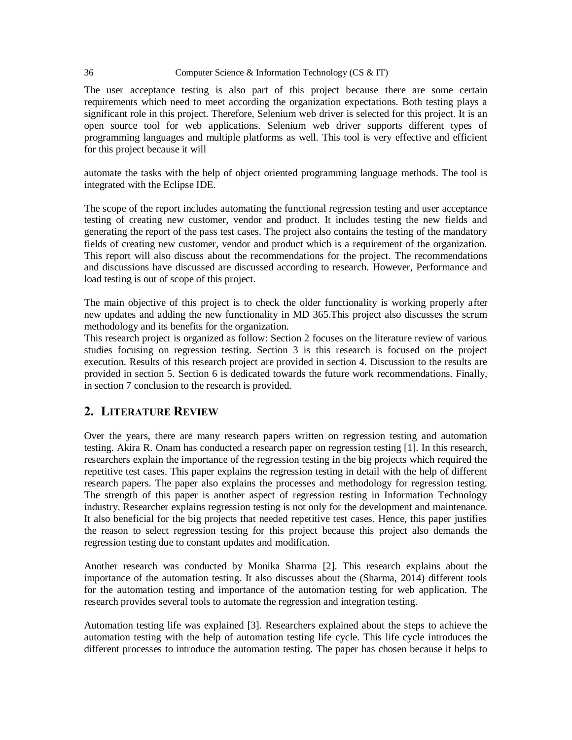The user acceptance testing is also part of this project because there are some certain requirements which need to meet according the organization expectations. Both testing plays a significant role in this project. Therefore, Selenium web driver is selected for this project. It is an open source tool for web applications. Selenium web driver supports different types of programming languages and multiple platforms as well. This tool is very effective and efficient for this project because it will

automate the tasks with the help of object oriented programming language methods. The tool is integrated with the Eclipse IDE.

The scope of the report includes automating the functional regression testing and user acceptance testing of creating new customer, vendor and product. It includes testing the new fields and generating the report of the pass test cases. The project also contains the testing of the mandatory fields of creating new customer, vendor and product which is a requirement of the organization. This report will also discuss about the recommendations for the project. The recommendations and discussions have discussed are discussed according to research. However, Performance and load testing is out of scope of this project.

The main objective of this project is to check the older functionality is working properly after new updates and adding the new functionality in MD 365.This project also discusses the scrum methodology and its benefits for the organization.
This research project is organized as follow: Section 2 focuses on the literature review of various studies focusing on regression testing. Section 3 is this research is focused on the project execution. Results of this research project are provided in section 4. Discussion to the results are provided in section 5. Section 6 is dedicated towards the future work recommendations. Finally, in section 7 conclusion to the research is provided.

## 2. Literature Review

Over the years, there are many research papers written on regression testing and automation testing. Akira R. Onam has conducted a research paper on regression testing [1]. In this research, researchers explain the importance of the regression testing in the big projects which required the repetitive test cases. This paper explains the regression testing in detail with the help of different research papers. The paper also explains the processes and methodology for regression testing. The strength of this paper is another aspect of regression testing in Information Technology industry. Researcher explains regression testing is not only for the development and maintenance. It also beneficial for the big projects that needed repetitive test cases. Hence, this paper justifies the reason to select regression testing for this project because this project also demands the regression testing due to constant updates and modification.

Another research was conducted by Monika Sharma [2]. This research explains about the importance of the automation testing. It also discusses about the (Sharma, 2014) different tools for the automation testing and importance of the automation testing for web application. The research provides several tools to automate the regression and integration testing.

Automation testing life was explained [3]. Researchers explained about the steps to achieve the automation testing with the help of automation testing life cycle. This life cycle introduces the different processes to introduce the automation testing. The paper has chosen because it helps to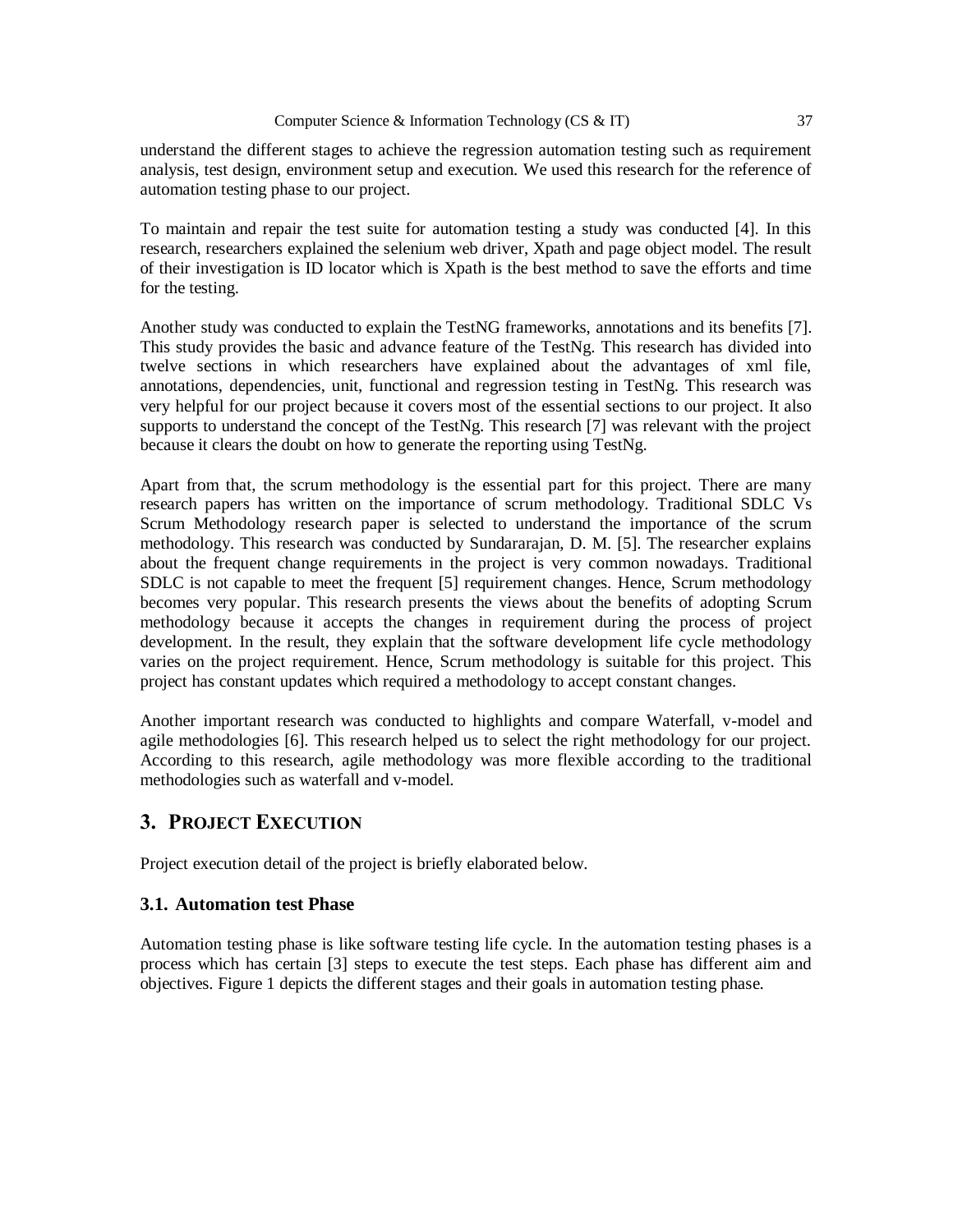understand the different stages to achieve the regression automation testing such as requirement analysis, test design, environment setup and execution. We used this research for the reference of automation testing phase to our project.

To maintain and repair the test suite for automation testing a study was conducted [4]. In this research, researchers explained the selenium web driver, Xpath and page object model. The result of their investigation is ID locator which is Xpath is the best method to save the efforts and time for the testing.

Another study was conducted to explain the TestNG frameworks, annotations and its benefits [7]. This study provides the basic and advance feature of the TestNg. This research has divided into twelve sections in which researchers have explained about the advantages of xml file, annotations, dependencies, unit, functional and regression testing in TestNg. This research was very helpful for our project because it covers most of the essential sections to our project. It also supports to understand the concept of the TestNg. This research [7] was relevant with the project because it clears the doubt on how to generate the reporting using TestNg.

Apart from that, the scrum methodology is the essential part for this project. There are many research papers has written on the importance of scrum methodology. Traditional SDLC Vs Scrum Methodology research paper is selected to understand the importance of the scrum methodology. This research was conducted by Sundararajan, D. M. [5]. The researcher explains about the frequent change requirements in the project is very common nowadays. Traditional SDLC is not capable to meet the frequent [5] requirement changes. Hence, Scrum methodology becomes very popular. This research presents the views about the benefits of adopting Scrum methodology because it accepts the changes in requirement during the process of project development. In the result, they explain that the software development life cycle methodology varies on the project requirement. Hence, Scrum methodology is suitable for this project. This project has constant updates which required a methodology to accept constant changes.

Another important research was conducted to highlights and compare Waterfall, v-model and agile methodologies [6]. This research helped us to select the right methodology for our project. According to this research, agile methodology was more flexible according to the traditional methodologies such as waterfall and v-model.

## 3. PROJECT EXECUTION

Project execution detail of the project is briefly elaborated below.

### 3.1. Automation test Phase

Automation testing phase is like software testing life cycle. In the automation testing phases is a process which has certain [3] steps to execute the test steps. Each phase has different aim and objectives. Figure 1 depicts the different stages and their goals in automation testing phase.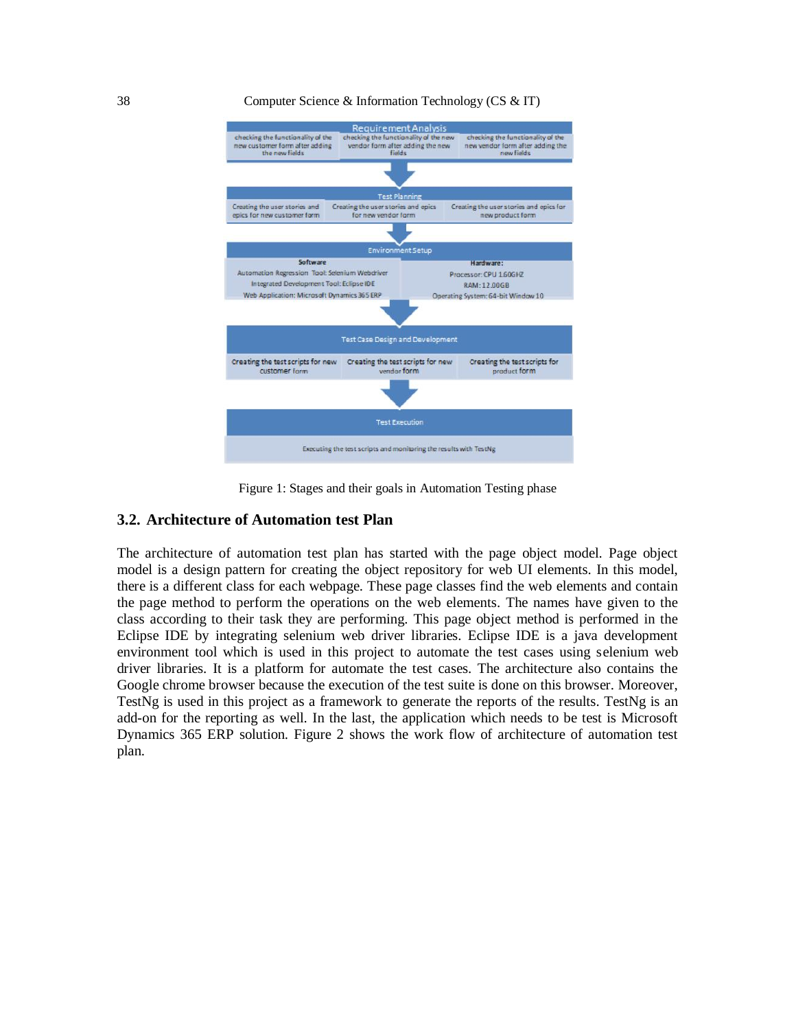| Requirement Analysis | | |
| --- | --- | --- |
| checking the functionality of the new customer form after adding the new fields | checking the functionality of the new vendor form after adding the new fields | checking the functionality of the new vendor form after adding the new fields |

| Test Planning | | |
| --- | --- | --- |
| Creating the user stories and epics for new customer form | Creating the user stories and epics for new vendor form | Creating the user stories and epics for new product form |

| Environment Setup | |
| --- | --- |
| **Software** | **Hardware:** |
| Automation Regression Tool: Selenium Webdriver | Processor: CPU 1.60GHZ |
| Integrated Development Tool: Eclipse IDE | RAM: 12.00GB |
| Web Application: Microsoft Dynamics 365 ERP | Operating System: 64-bit Window 10 |

| Test Case Design and Development | | |
| --- | --- | --- |
| Creating the test scripts for new customer form | Creating the test scripts for new vendor form | Creating the test scripts for product form |

| Test Execution |
| --- |
| Executing the test scripts and monitoring the results with TestNg |

Figure 1: Stages and their goals in Automation Testing phase

## 3.2. Architecture of Automation test Plan

The architecture of automation test plan has started with the page object model. Page object model is a design pattern for creating the object repository for web UI elements. In this model, there is a different class for each webpage. These page classes find the web elements and contain the page method to perform the operations on the web elements. The names have given to the class according to their task they are performing. This page object method is performed in the Eclipse IDE by integrating selenium web driver libraries. Eclipse IDE is a java development environment tool which is used in this project to automate the test cases using selenium web driver libraries. It is a platform for automate the test cases. The architecture also contains the Google chrome browser because the execution of the test suite is done on this browser. Moreover, TestNg is used in this project as a framework to generate the reports of the results. TestNg is an add-on for the reporting as well. In the last, the application which needs to be test is Microsoft Dynamics 365 ERP solution. Figure 2 shows the work flow of architecture of automation test plan.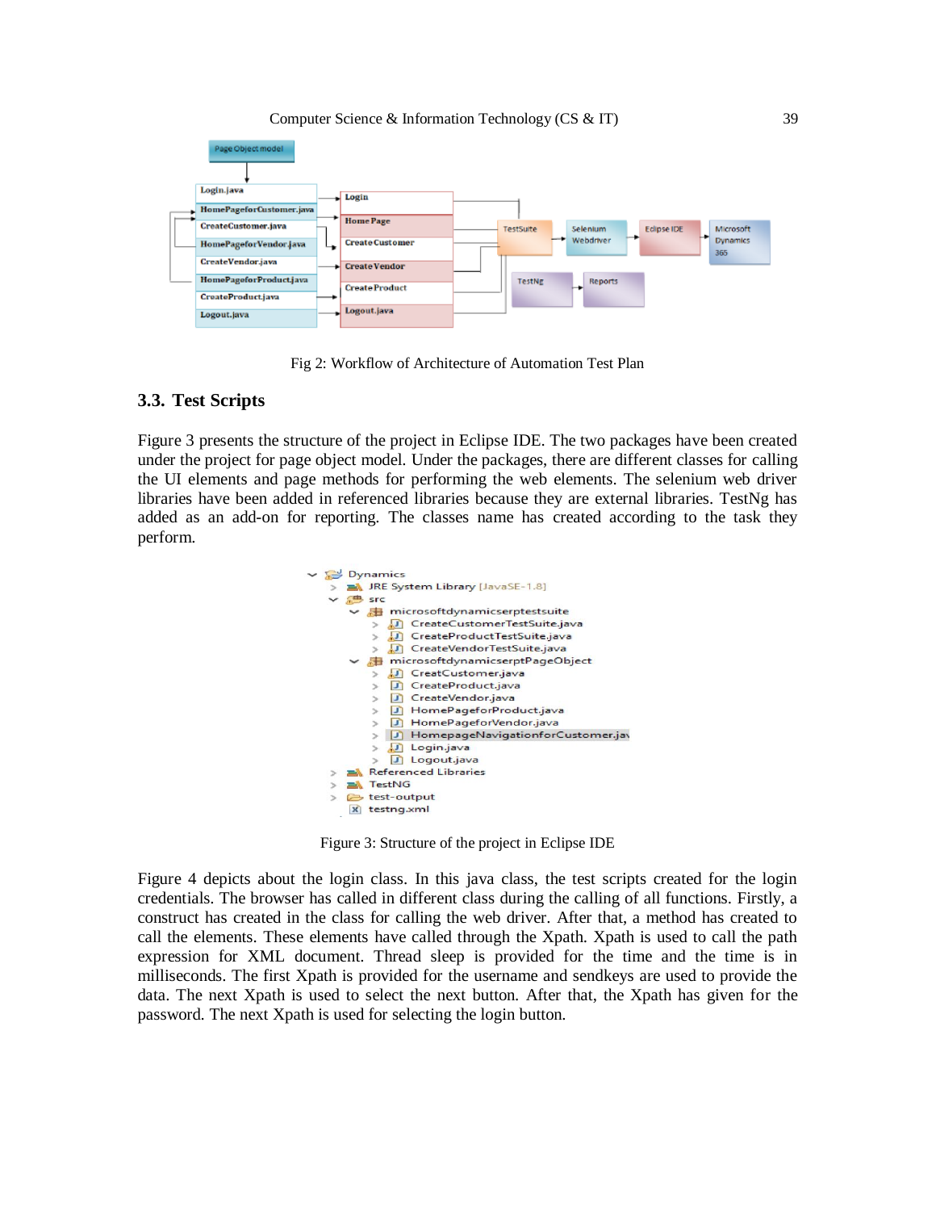Fig 2: Workflow of Architecture of Automation Test Plan

### 3.3. Test Scripts

Figure 3 presents the structure of the project in Eclipse IDE. The two packages have been created under the project for page object model. Under the packages, there are different classes for calling the UI elements and page methods for performing the web elements. The selenium web driver libraries have been added in referenced libraries because they are external libraries. TestNg has added as an add-on for reporting. The classes name has created according to the task they perform.

Figure 3: Structure of the project in Eclipse IDE

Figure 4 depicts about the login class. In this java class, the test scripts created for the login credentials. The browser has called in different class during the calling of all functions. Firstly, a construct has created in the class for calling the web driver. After that, a method has created to call the elements. These elements have called through the Xpath. Xpath is used to call the path expression for XML document. Thread sleep is provided for the time and the time is in milliseconds. The first Xpath is provided for the username and sendkeys are used to provide the data. The next Xpath is used to select the next button. After that, the Xpath has given for the password. The next Xpath is used for selecting the login button.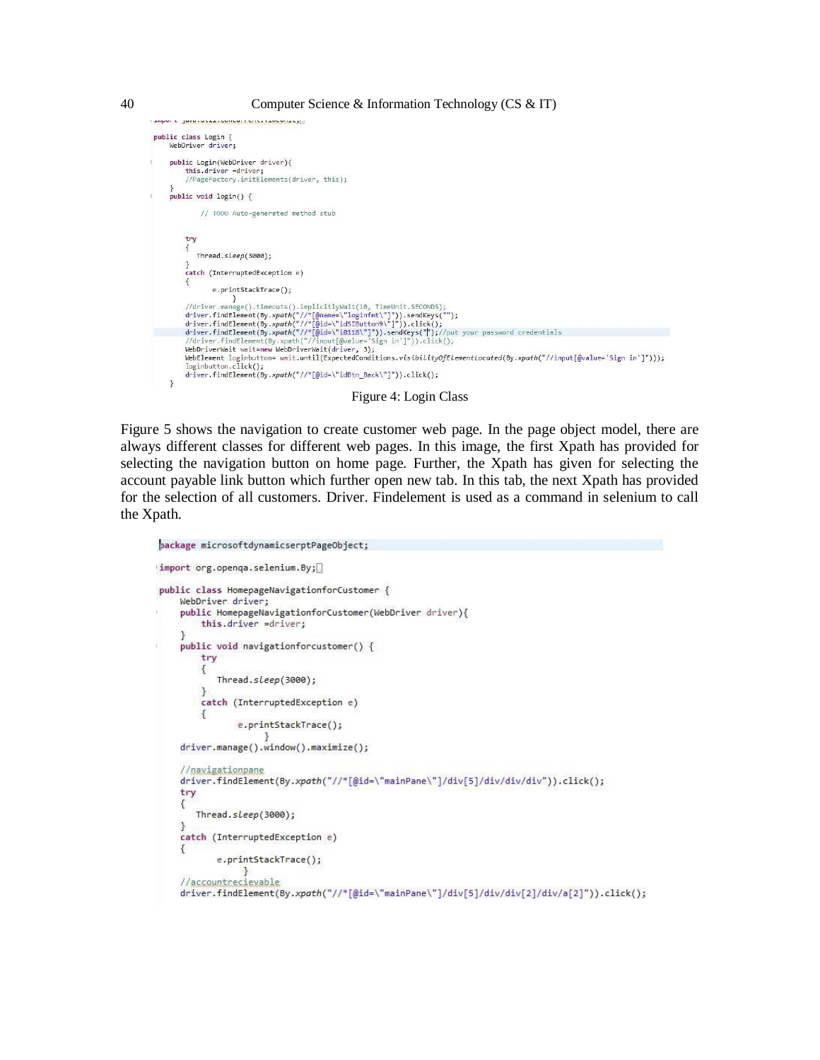```
import java.util.concurrent.TimeUnit;

public class Login {
    WebDriver driver;

    public Login(WebDriver driver){
        this.driver =driver;
        //PageFactory.initElements(driver, this);
    }
    public void login() {

            // TODO Auto-generated method stub


        try
        {
            Thread.sleep(3000);
        }
        catch (InterruptedException e)
        {
                e.printStackTrace();
                    }
        //driver.manage().timeouts().implicitlyWait(10, TimeUnit.SECONDS);
        driver.findElement(By.xpath("//*[@name=\"loginfmt\"]")).sendKeys("");
        driver.findElement(By.xpath("//*[@id=\"idSIButton9\"]")).click();
        driver.findElement(By.xpath("//*[@id=\"i0118\"]")).sendKeys("");//put your password credentials
        //driver.findElement(By.xpath("//input[@value='Sign in']")).click();
        WebDriverWait wait=new WebDriverWait(driver, 3);
        WebElement loginbutton= wait.until(ExpectedConditions.visibilityOfElementLocated(By.xpath("//input[@value='Sign in']")));
        loginbutton.click();
        driver.findElement(By.xpath("//*[@id=\"idBtn_Back\"]")).click();
    }
```

Figure 4: Login Class

Figure 5 shows the navigation to create customer web page. In the page object model, there are always different classes for different web pages. In this image, the first Xpath has provided for selecting the navigation button on home page. Further, the Xpath has given for selecting the account payable link button which further open new tab. In this tab, the next Xpath has provided for the selection of all customers. Driver. Findelement is used as a command in selenium to call the Xpath.

```
package microsoftdynamicserptPageObject;

import org.openqa.selenium.By;

public class HomepageNavigationforCustomer {
    WebDriver driver;
    public HomepageNavigationforCustomer(WebDriver driver){
        this.driver =driver;
    }
    public void navigationforcustomer() {
        try
        {
            Thread.sleep(3000);
        }
        catch (InterruptedException e)
        {
                e.printStackTrace();
                    }
    driver.manage().window().maximize();

    //navigationpane
    driver.findElement(By.xpath("//*[@id=\"mainPane\"]/div[5]/div/div/div")).click();
    try
    {
        Thread.sleep(3000);
    }
    catch (InterruptedException e)
    {
            e.printStackTrace();
                }
    //accountrecievable
    driver.findElement(By.xpath("//*[@id=\"mainPane\"]/div[5]/div/div[2]/div/a[2]")).click();
```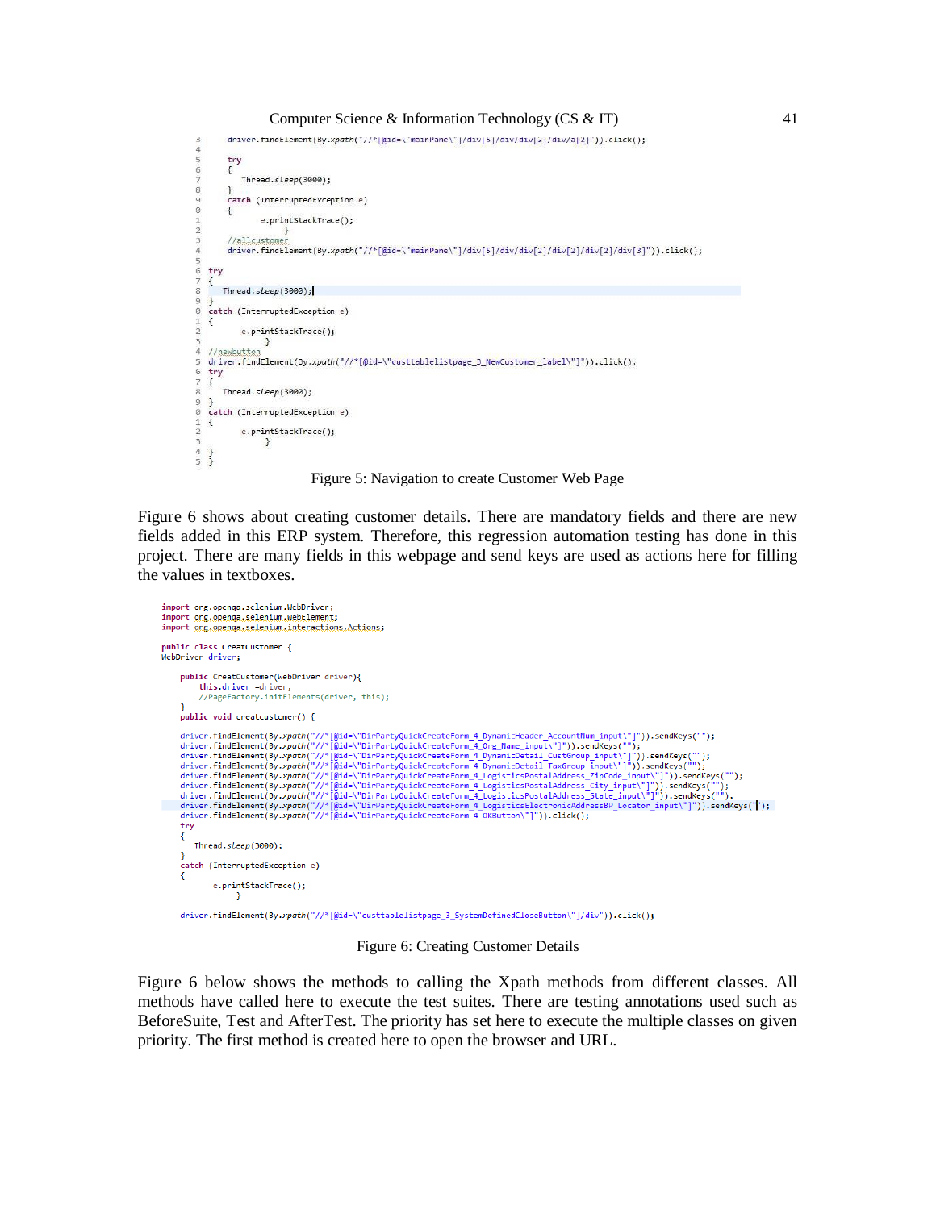```java
driver.findElement(By.xpath("//*[@id=\"mainPane\"]/div[5]/div/div[2]/div/a[2]")).click();

try
{
    Thread.sleep(3000);
}
catch (InterruptedException e)
{
        e.printStackTrace();
            }
//allcustomer
driver.findElement(By.xpath("//*[@id=\"mainPane\"]/div[5]/div/div[2]/div[2]/div[2]/div[3]")).click();

try
{
    Thread.sleep(3000);
}
catch (InterruptedException e)
{
        e.printStackTrace();
            }
//newbutton
driver.findElement(By.xpath("//*[@id=\"custtablelistpage_3_NewCustomer_label\"]")).click();
try
{
    Thread.sleep(3000);
}
catch (InterruptedException e)
{
        e.printStackTrace();
            }
}
}
```

Figure 5: Navigation to create Customer Web Page

Figure 6 shows about creating customer details. There are mandatory fields and there are new fields added in this ERP system. Therefore, this regression automation testing has done in this project. There are many fields in this webpage and send keys are used as actions here for filling the values in textboxes.

```java
import org.openqa.selenium.WebDriver;
import org.openqa.selenium.WebElement;
import org.openqa.selenium.interactions.Actions;

public class CreatCustomer {
WebDriver driver;

    public CreatCustomer(WebDriver driver){
        this.driver =driver;
        //PageFactory.initElements(driver, this);
    }
    public void creatcustomer() {

    driver.findElement(By.xpath("//*[@id=\"DirPartyQuickCreateForm_4_DynamicHeader_AccountNum_input\"]")).sendKeys("");
    driver.findElement(By.xpath("//*[@id=\"DirPartyQuickCreateForm_4_Org_Name_input\"]")).sendKeys("");
    driver.findElement(By.xpath("//*[@id=\"DirPartyQuickCreateForm_4_DynamicDetail_CustGroup_input\"]")).sendKeys("");
    driver.findElement(By.xpath("//*[@id=\"DirPartyQuickCreateForm_4_DynamicDetail_TaxGroup_input\"]")).sendKeys("");
    driver.findElement(By.xpath("//*[@id=\"DirPartyQuickCreateForm_4_LogisticsPostalAddress_ZipCode_input\"]")).sendKeys("");
    driver.findElement(By.xpath("//*[@id=\"DirPartyQuickCreateForm_4_LogisticsPostalAddress_City_input\"]")).sendKeys("");
    driver.findElement(By.xpath("//*[@id=\"DirPartyQuickCreateForm_4_LogisticsPostalAddress_State_input\"]")).sendKeys("");
    driver.findElement(By.xpath("//*[@id=\"DirPartyQuickCreateForm_4_LogisticsElectronicAddressBP_Locator_input\"]")).sendKeys("");
    driver.findElement(By.xpath("//*[@id=\"DirPartyQuickCreateForm_4_OKButton\"]")).click();
    try
    {
        Thread.sleep(3000);
    }
    catch (InterruptedException e)
    {
            e.printStackTrace();
                }

    driver.findElement(By.xpath("//*[@id=\"custtablelistpage_3_SystemDefinedCloseButton\"]/div")).click();
```

Figure 6: Creating Customer Details

Figure 6 below shows the methods to calling the Xpath methods from different classes. All methods have called here to execute the test suites. There are testing annotations used such as BeforeSuite, Test and AfterTest. The priority has set here to execute the multiple classes on given priority. The first method is created here to open the browser and URL.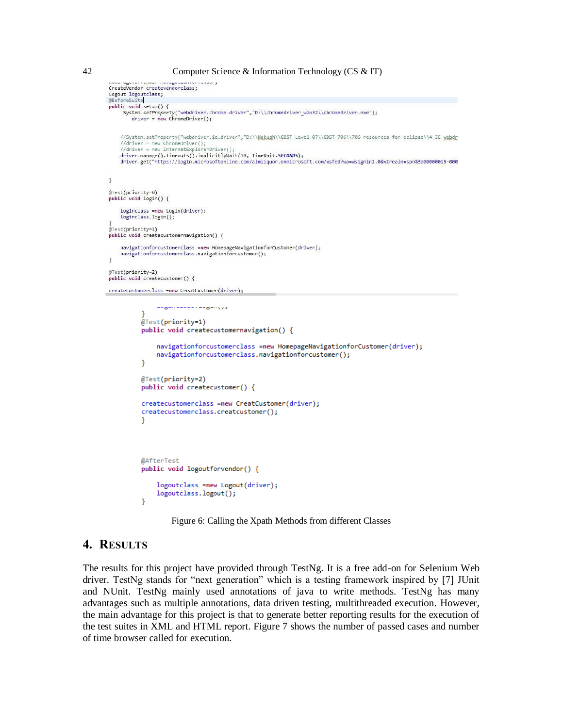```java
CreateVendor createvendorclass;
Logout logoutclass;
@BeforeSuite
public void setup() {
    System.setProperty("webdriver.chrome.driver","D:\\chromedriver_win32\\chromedriver.exe");
        driver = new ChromeDriver();


    //System.setProperty("webdriver.ie.driver","D:\\Nakush\\GDST_Level_07\\GDST_706\\706 resources for eclipse\\4 IE webdr
    //driver = new ChromeDriver();
    //driver = new InternetExplorerDriver();
    driver.manage().timeouts().implicitlyWait(10, TimeUnit.SECONDS);
    driver.get("https://login.microsoftonline.com/almliquor.onmicrosoft.com/wsfed?wa=wsignin1.0&wtrealm=spn%3a00000015-000


}

@Test(priority=0)
public void login() {

    loginclass =new Login(driver);
    loginclass.login();
}
@Test(priority=1)
public void createcustomernavigation() {

    navigationforcustomerclass =new HomepageNavigationforCustomer(driver);
    navigationforcustomerclass.navigationforcustomer();
}

@Test(priority=2)
public void createcustomer() {

createcustomerclass =new CreatCustomer(driver);
```

```java
}
@Test(priority=1)
public void createcustomernavigation() {

    navigationforcustomerclass =new HomepageNavigationforCustomer(driver);
    navigationforcustomerclass.navigationforcustomer();
}

@Test(priority=2)
public void createcustomer() {

createcustomerclass =new CreatCustomer(driver);
createcustomerclass.creatcustomer();
}



@AfterTest
public void logoutforvendor() {

    logoutclass =new Logout(driver);
    logoutclass.logout();
}
```

Figure 6: Calling the Xpath Methods from different Classes

## 4. RESULTS

The results for this project have provided through TestNg. It is a free add-on for Selenium Web driver. TestNg stands for "next generation" which is a testing framework inspired by [7] JUnit and NUnit. TestNg mainly used annotations of java to write methods. TestNg has many advantages such as multiple annotations, data driven testing, multithreaded execution. However, the main advantage for this project is that to generate better reporting results for the execution of the test suites in XML and HTML report. Figure 7 shows the number of passed cases and number of time browser called for execution.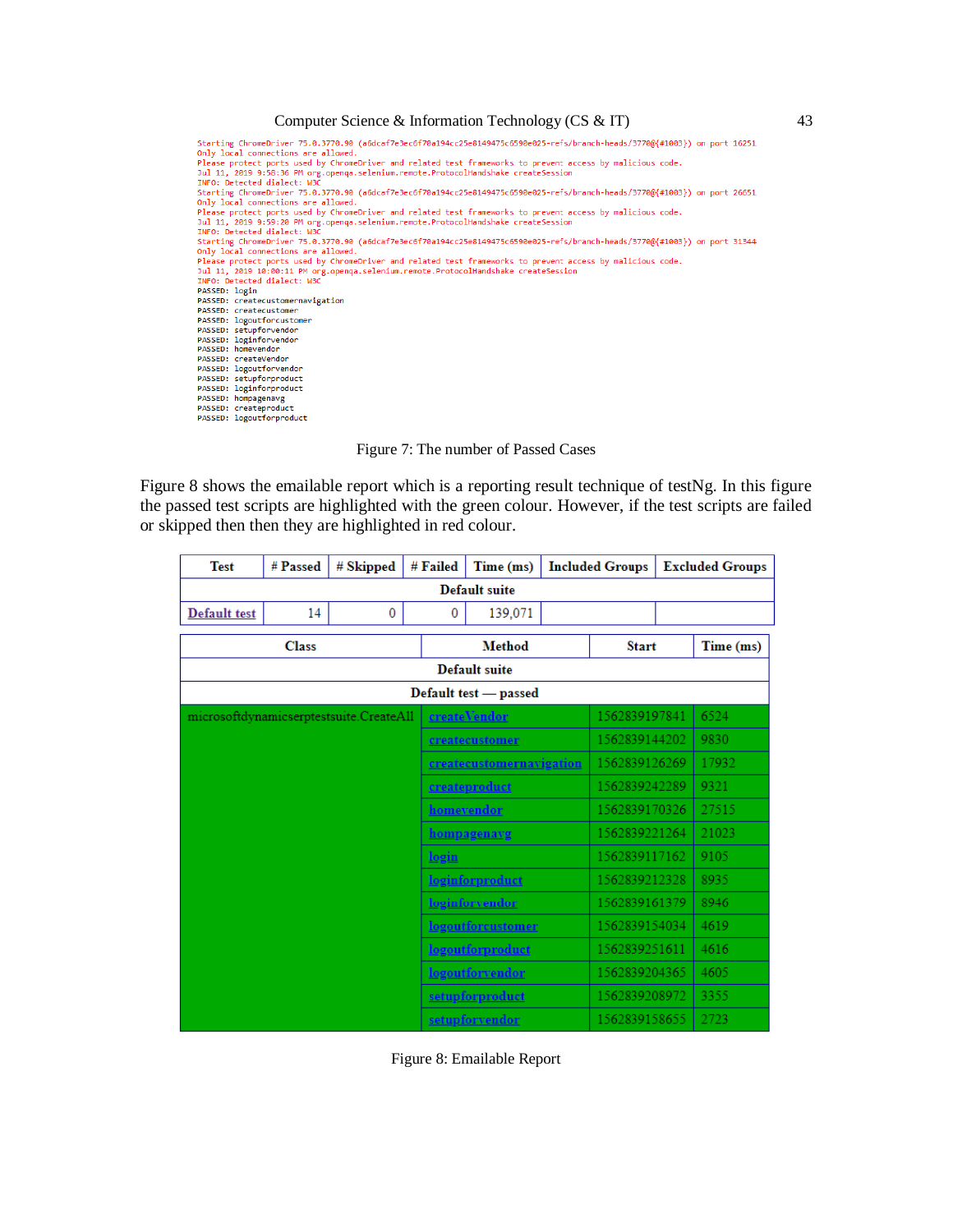```
Starting ChromeDriver 75.0.3770.90 (a6dcaf7e3ec6f70a194cc25e8149475c6590e025-refs/branch-heads/3770@{#1003}) on port 16251
Only local connections are allowed.
Please protect ports used by ChromeDriver and related test frameworks to prevent access by malicious code.
Jul 11, 2019 9:58:36 PM org.openqa.selenium.remote.ProtocolHandshake createSession
INFO: Detected dialect: W3C
Starting ChromeDriver 75.0.3770.90 (a6dcaf7e3ec6f70a194cc25e8149475c6590e025-refs/branch-heads/3770@{#1003}) on port 26651
Only local connections are allowed.
Please protect ports used by ChromeDriver and related test frameworks to prevent access by malicious code.
Jul 11, 2019 9:59:20 PM org.openqa.selenium.remote.ProtocolHandshake createSession
INFO: Detected dialect: W3C
Starting ChromeDriver 75.0.3770.90 (a6dcaf7e3ec6f70a194cc25e8149475c6590e025-refs/branch-heads/3770@{#1003}) on port 31344
Only local connections are allowed.
Please protect ports used by ChromeDriver and related test frameworks to prevent access by malicious code.
Jul 11, 2019 10:00:11 PM org.openqa.selenium.remote.ProtocolHandshake createSession
INFO: Detected dialect: W3C
PASSED: login
PASSED: createcustomernavigation
PASSED: createcustomer
PASSED: logoutforcustomer
PASSED: setupforvendor
PASSED: loginforvendor
PASSED: homevendor
PASSED: createVendor
PASSED: logoutforvendor
PASSED: setupforproduct
PASSED: loginforproduct
PASSED: hompagenavg
PASSED: createproduct
PASSED: logoutforproduct
```

Figure 7: The number of Passed Cases

Figure 8 shows the emailable report which is a reporting result technique of testNg. In this figure the passed test scripts are highlighted with the green colour. However, if the test scripts are failed or skipped then then they are highlighted in red colour.

| Test | # Passed | # Skipped | # Failed | Time (ms) | Included Groups | Excluded Groups |
|---|---|---|---|---|---|---|
| **Default suite** | | | | | | |
| Default test | 14 | 0 | 0 | 139,071 | | |

| Class | Method | Start | Time (ms) |
|---|---|---|---|
| **Default suite** | | | |
| **Default test — passed** | | | |
| microsoftdynamicserptestsuite.CreateAll | createVendor | 1562839197841 | 6524 |
| | createcustomer | 1562839144202 | 9830 |
| | createcustomernavigation | 1562839126269 | 17932 |
| | createproduct | 1562839242289 | 9321 |
| | homevendor | 1562839170326 | 27515 |
| | hompagenavg | 1562839221264 | 21023 |
| | login | 1562839117162 | 9105 |
| | loginforproduct | 1562839212328 | 8935 |
| | loginforvendor | 1562839161379 | 8946 |
| | logoutforcustomer | 1562839154034 | 4619 |
| | logoutforproduct | 1562839251611 | 4616 |
| | logoutforvendor | 1562839204365 | 4605 |
| | setupforproduct | 1562839208972 | 3355 |
| | setupforvendor | 1562839158655 | 2723 |

Figure 8: Emailable Report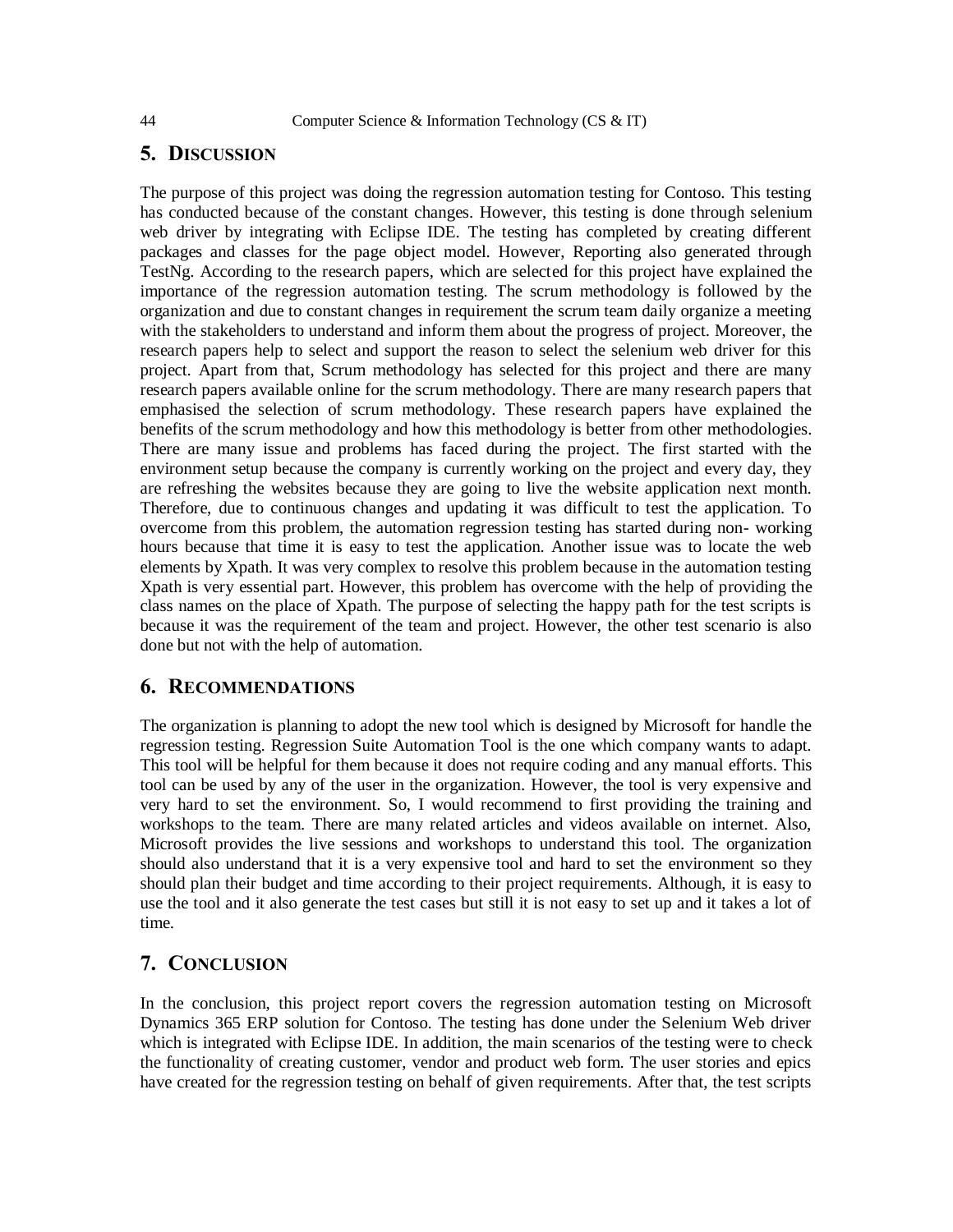## 5. Discussion

The purpose of this project was doing the regression automation testing for Contoso. This testing has conducted because of the constant changes. However, this testing is done through selenium web driver by integrating with Eclipse IDE. The testing has completed by creating different packages and classes for the page object model. However, Reporting also generated through TestNg. According to the research papers, which are selected for this project have explained the importance of the regression automation testing. The scrum methodology is followed by the organization and due to constant changes in requirement the scrum team daily organize a meeting with the stakeholders to understand and inform them about the progress of project. Moreover, the research papers help to select and support the reason to select the selenium web driver for this project. Apart from that, Scrum methodology has selected for this project and there are many research papers available online for the scrum methodology. There are many research papers that emphasised the selection of scrum methodology. These research papers have explained the benefits of the scrum methodology and how this methodology is better from other methodologies. There are many issue and problems has faced during the project. The first started with the environment setup because the company is currently working on the project and every day, they are refreshing the websites because they are going to live the website application next month. Therefore, due to continuous changes and updating it was difficult to test the application. To overcome from this problem, the automation regression testing has started during non- working hours because that time it is easy to test the application. Another issue was to locate the web elements by Xpath. It was very complex to resolve this problem because in the automation testing Xpath is very essential part. However, this problem has overcome with the help of providing the class names on the place of Xpath. The purpose of selecting the happy path for the test scripts is because it was the requirement of the team and project. However, the other test scenario is also done but not with the help of automation.

## 6. Recommendations

The organization is planning to adopt the new tool which is designed by Microsoft for handle the regression testing. Regression Suite Automation Tool is the one which company wants to adapt. This tool will be helpful for them because it does not require coding and any manual efforts. This tool can be used by any of the user in the organization. However, the tool is very expensive and very hard to set the environment. So, I would recommend to first providing the training and workshops to the team. There are many related articles and videos available on internet. Also, Microsoft provides the live sessions and workshops to understand this tool. The organization should also understand that it is a very expensive tool and hard to set the environment so they should plan their budget and time according to their project requirements. Although, it is easy to use the tool and it also generate the test cases but still it is not easy to set up and it takes a lot of time.

## 7. Conclusion

In the conclusion, this project report covers the regression automation testing on Microsoft Dynamics 365 ERP solution for Contoso. The testing has done under the Selenium Web driver which is integrated with Eclipse IDE. In addition, the main scenarios of the testing were to check the functionality of creating customer, vendor and product web form. The user stories and epics have created for the regression testing on behalf of given requirements. After that, the test scripts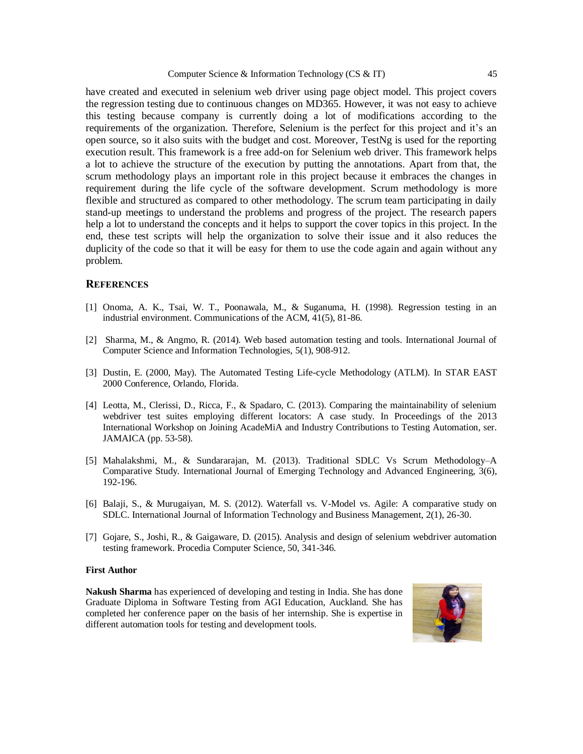have created and executed in selenium web driver using page object model. This project covers the regression testing due to continuous changes on MD365. However, it was not easy to achieve this testing because company is currently doing a lot of modifications according to the requirements of the organization. Therefore, Selenium is the perfect for this project and it's an open source, so it also suits with the budget and cost. Moreover, TestNg is used for the reporting execution result. This framework is a free add-on for Selenium web driver. This framework helps a lot to achieve the structure of the execution by putting the annotations. Apart from that, the scrum methodology plays an important role in this project because it embraces the changes in requirement during the life cycle of the software development. Scrum methodology is more flexible and structured as compared to other methodology. The scrum team participating in daily stand-up meetings to understand the problems and progress of the project. The research papers help a lot to understand the concepts and it helps to support the cover topics in this project. In the end, these test scripts will help the organization to solve their issue and it also reduces the duplicity of the code so that it will be easy for them to use the code again and again without any problem.

## REFERENCES

[1] Onoma, A. K., Tsai, W. T., Poonawala, M., & Suganuma, H. (1998). Regression testing in an industrial environment. Communications of the ACM, 41(5), 81-86.

[2] Sharma, M., & Angmo, R. (2014). Web based automation testing and tools. International Journal of Computer Science and Information Technologies, 5(1), 908-912.

[3] Dustin, E. (2000, May). The Automated Testing Life-cycle Methodology (ATLM). In STAR EAST 2000 Conference, Orlando, Florida.

[4] Leotta, M., Clerissi, D., Ricca, F., & Spadaro, C. (2013). Comparing the maintainability of selenium webdriver test suites employing different locators: A case study. In Proceedings of the 2013 International Workshop on Joining AcadeMiA and Industry Contributions to Testing Automation, ser. JAMAICA (pp. 53-58).

[5] Mahalakshmi, M., & Sundararajan, M. (2013). Traditional SDLC Vs Scrum Methodology–A Comparative Study. International Journal of Emerging Technology and Advanced Engineering, 3(6), 192-196.

[6] Balaji, S., & Murugaiyan, M. S. (2012). Waterfall vs. V-Model vs. Agile: A comparative study on SDLC. International Journal of Information Technology and Business Management, 2(1), 26-30.

[7] Gojare, S., Joshi, R., & Gaigaware, D. (2015). Analysis and design of selenium webdriver automation testing framework. Procedia Computer Science, 50, 341-346.

**First Author**

**Nakush Sharma** has experienced of developing and testing in India. She has done Graduate Diploma in Software Testing from AGI Education, Auckland. She has completed her conference paper on the basis of her internship. She is expertise in different automation tools for testing and development tools.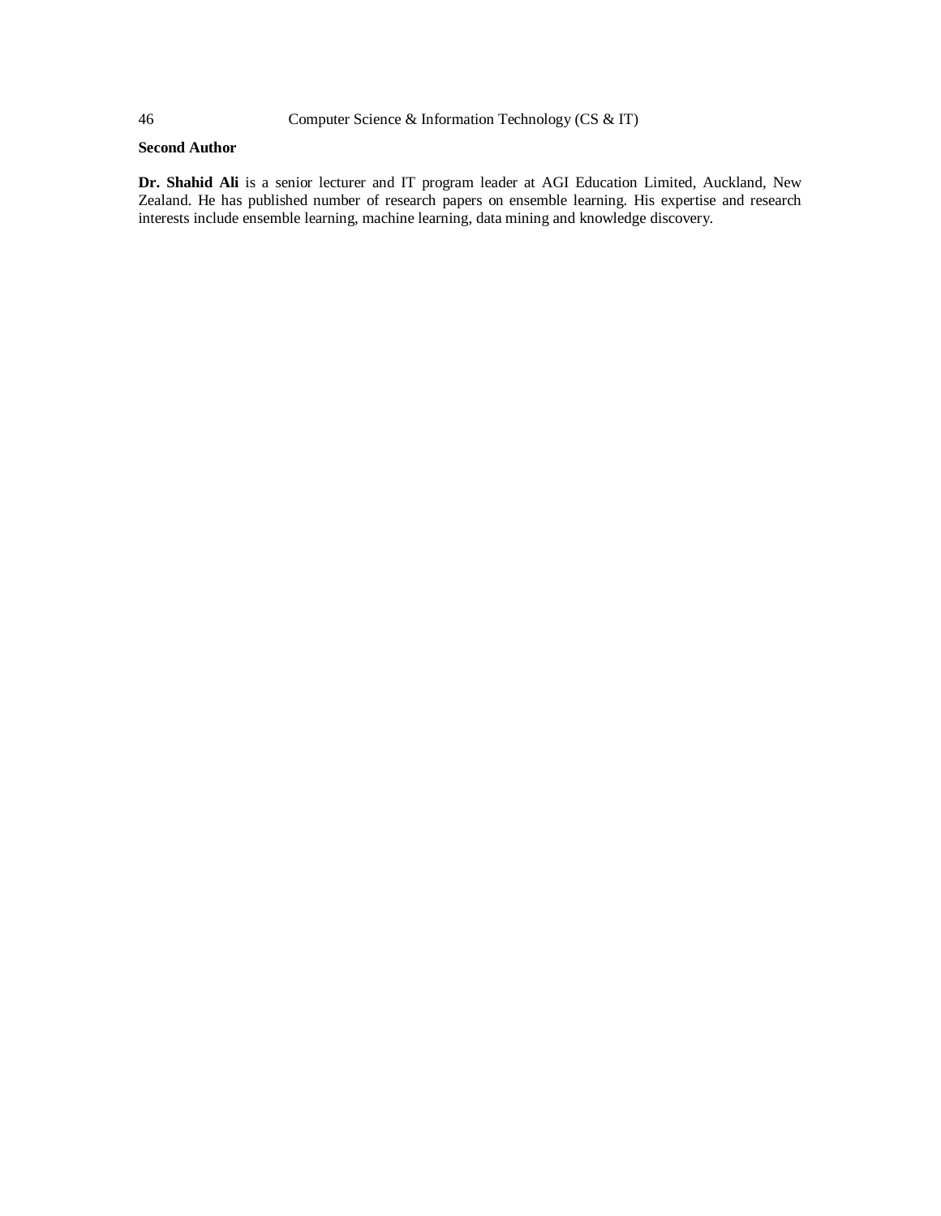**Second Author**

**Dr. Shahid Ali** is a senior lecturer and IT program leader at AGI Education Limited, Auckland, New Zealand. He has published number of research papers on ensemble learning. His expertise and research interests include ensemble learning, machine learning, data mining and knowledge discovery.